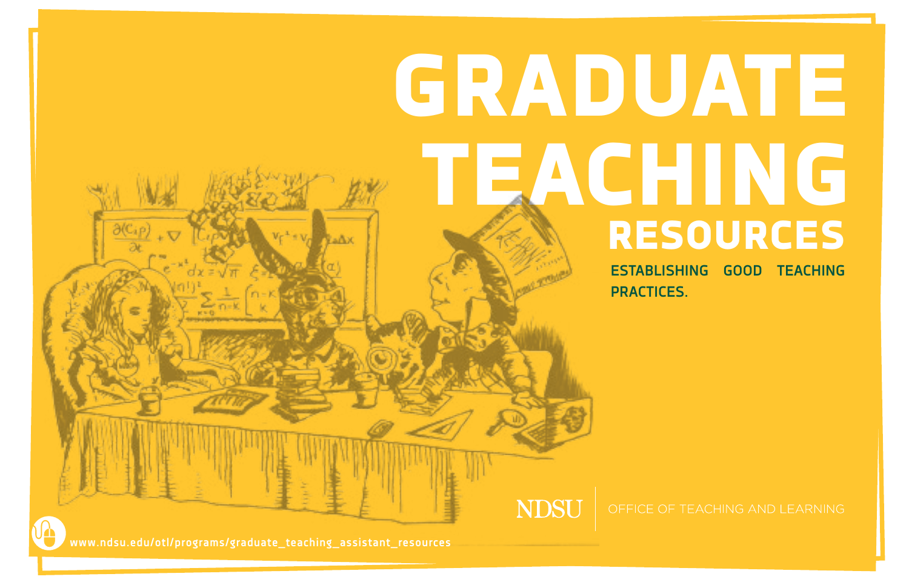# GRADUATE TEACHING RESOURCES

**ESTABLISHING GOOD TEACHING PRACTICES.**

NDSU | OFFICE OF TEACHING AND LEARNING

www.ndsu.edu/otl/programs/graduate_teaching_assistant_resources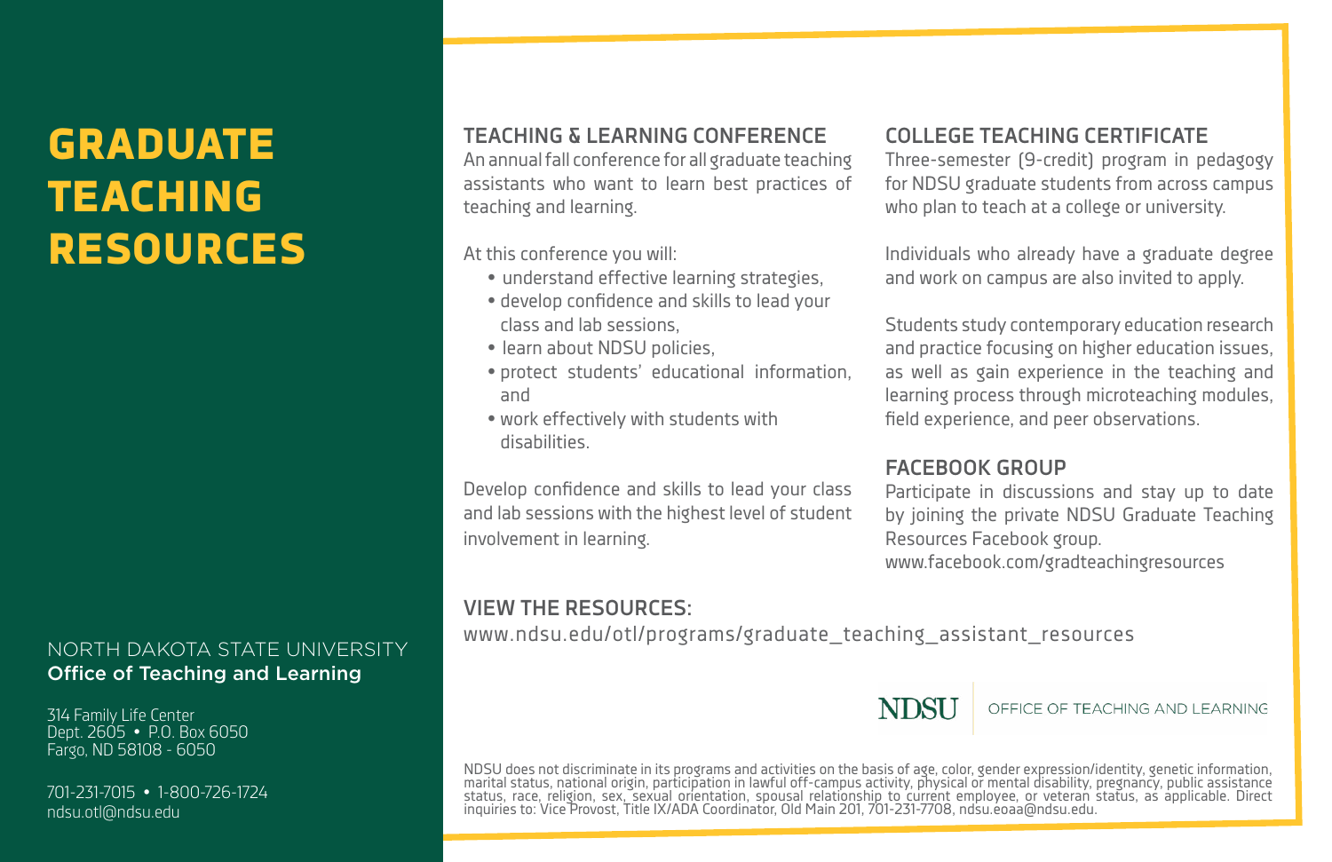# GRADUATE TEACHING RESOURCES

NORTH DAKOTA STATE UNIVERSITY
**Office of Teaching and Learning**

314 Family Life Center
Dept. 2605 • P.O. Box 6050
Fargo, ND 58108 - 6050

701-231-7015 • 1-800-726-1724
ndsu.otl@ndsu.edu

## TEACHING & LEARNING CONFERENCE

An annual fall conference for all graduate teaching assistants who want to learn best practices of teaching and learning.

At this conference you will:

- understand effective learning strategies,
- develop confidence and skills to lead your class and lab sessions,
- learn about NDSU policies,
- protect students' educational information, and
- work effectively with students with disabilities.

Develop confidence and skills to lead your class and lab sessions with the highest level of student involvement in learning.

## COLLEGE TEACHING CERTIFICATE

Three-semester (9-credit) program in pedagogy for NDSU graduate students from across campus who plan to teach at a college or university.

Individuals who already have a graduate degree and work on campus are also invited to apply.

Students study contemporary education research and practice focusing on higher education issues, as well as gain experience in the teaching and learning process through microteaching modules, field experience, and peer observations.

## FACEBOOK GROUP

Participate in discussions and stay up to date by joining the private NDSU Graduate Teaching Resources Facebook group.
www.facebook.com/gradteachingresources

## VIEW THE RESOURCES:

www.ndsu.edu/otl/programs/graduate_teaching_assistant_resources

NDSU | OFFICE OF TEACHING AND LEARNING

NDSU does not discriminate in its programs and activities on the basis of age, color, gender expression/identity, genetic information, marital status, national origin, participation in lawful off-campus activity, physical or mental disability, pregnancy, public assistance status, race, religion, sex, sexual orientation, spousal relationship to current employee, or veteran status, as applicable. Direct inquiries to: Vice Provost, Title IX/ADA Coordinator, Old Main 201, 701-231-7708, ndsu.eoaa@ndsu.edu.